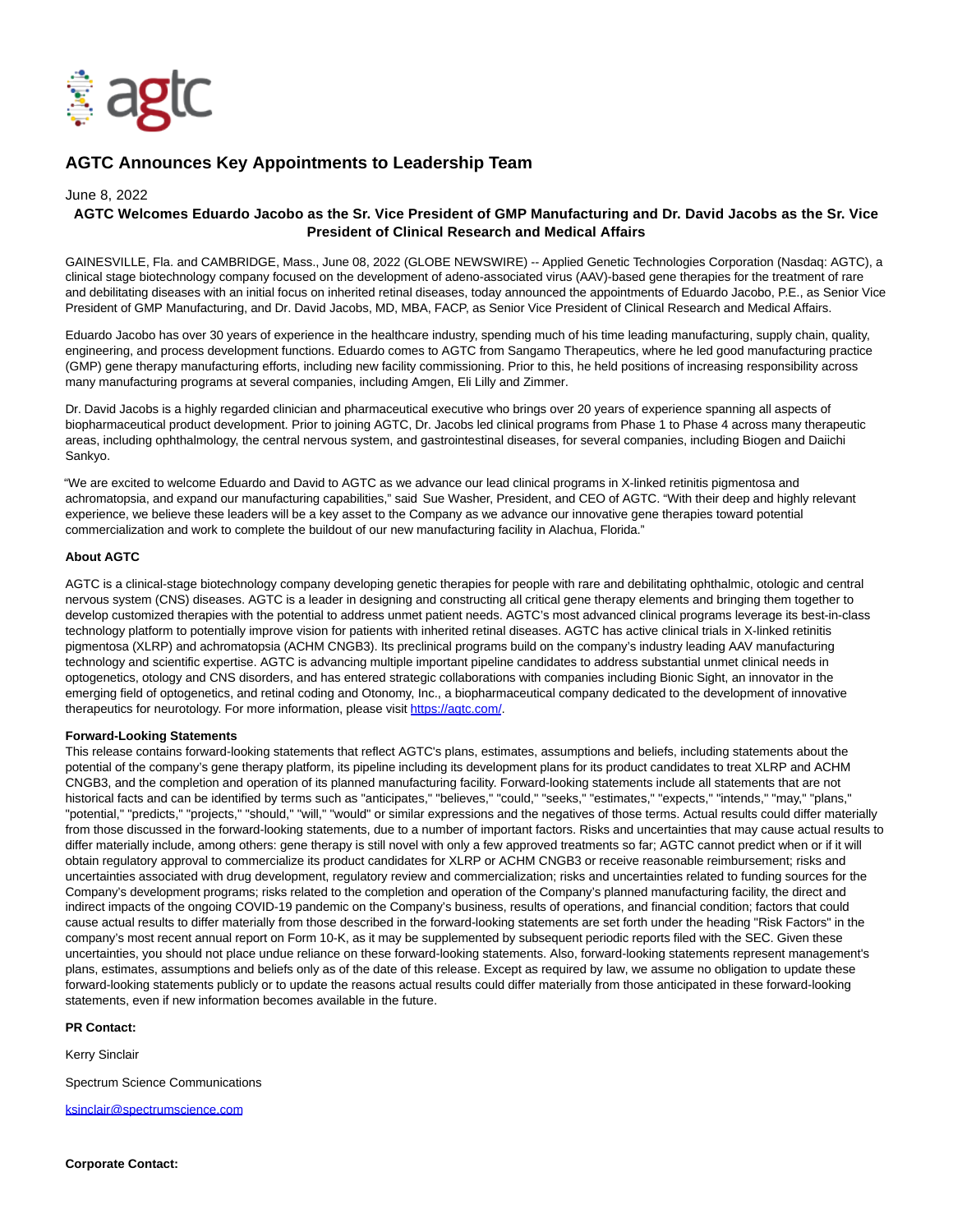# AGTC Announces Key Appointments to Leadership Team

June 8, 2022

**AGTC Welcomes Eduardo Jacobo as the Sr. Vice President of GMP Manufacturing and Dr. David Jacobs as the Sr. Vice President of Clinical Research and Medical Affairs**

GAINESVILLE, Fla. and CAMBRIDGE, Mass., June 08, 2022 (GLOBE NEWSWIRE) -- Applied Genetic Technologies Corporation (Nasdaq: AGTC), a clinical stage biotechnology company focused on the development of adeno-associated virus (AAV)-based gene therapies for the treatment of rare and debilitating diseases with an initial focus on inherited retinal diseases, today announced the appointments of Eduardo Jacobo, P.E., as Senior Vice President of GMP Manufacturing, and Dr. David Jacobs, MD, MBA, FACP, as Senior Vice President of Clinical Research and Medical Affairs.

Eduardo Jacobo has over 30 years of experience in the healthcare industry, spending much of his time leading manufacturing, supply chain, quality, engineering, and process development functions. Eduardo comes to AGTC from Sangamo Therapeutics, where he led good manufacturing practice (GMP) gene therapy manufacturing efforts, including new facility commissioning. Prior to this, he held positions of increasing responsibility across many manufacturing programs at several companies, including Amgen, Eli Lilly and Zimmer.

Dr. David Jacobs is a highly regarded clinician and pharmaceutical executive who brings over 20 years of experience spanning all aspects of biopharmaceutical product development. Prior to joining AGTC, Dr. Jacobs led clinical programs from Phase 1 to Phase 4 across many therapeutic areas, including ophthalmology, the central nervous system, and gastrointestinal diseases, for several companies, including Biogen and Daiichi Sankyo.

"We are excited to welcome Eduardo and David to AGTC as we advance our lead clinical programs in X-linked retinitis pigmentosa and achromatopsia, and expand our manufacturing capabilities," said Sue Washer, President, and CEO of AGTC. "With their deep and highly relevant experience, we believe these leaders will be a key asset to the Company as we advance our innovative gene therapies toward potential commercialization and work to complete the buildout of our new manufacturing facility in Alachua, Florida."

**About AGTC**

AGTC is a clinical-stage biotechnology company developing genetic therapies for people with rare and debilitating ophthalmic, otologic and central nervous system (CNS) diseases. AGTC is a leader in designing and constructing all critical gene therapy elements and bringing them together to develop customized therapies with the potential to address unmet patient needs. AGTC's most advanced clinical programs leverage its best-in-class technology platform to potentially improve vision for patients with inherited retinal diseases. AGTC has active clinical trials in X-linked retinitis pigmentosa (XLRP) and achromatopsia (ACHM CNGB3). Its preclinical programs build on the company's industry leading AAV manufacturing technology and scientific expertise. AGTC is advancing multiple important pipeline candidates to address substantial unmet clinical needs in optogenetics, otology and CNS disorders, and has entered strategic collaborations with companies including Bionic Sight, an innovator in the emerging field of optogenetics, and retinal coding and Otonomy, Inc., a biopharmaceutical company dedicated to the development of innovative therapeutics for neurotology. For more information, please visit https://agtc.com/.

**Forward-Looking Statements**

This release contains forward-looking statements that reflect AGTC's plans, estimates, assumptions and beliefs, including statements about the potential of the company's gene therapy platform, its pipeline including its development plans for its product candidates to treat XLRP and ACHM CNGB3, and the completion and operation of its planned manufacturing facility. Forward-looking statements include all statements that are not historical facts and can be identified by terms such as "anticipates," "believes," "could," "seeks," "estimates," "expects," "intends," "may," "plans," "potential," "predicts," "projects," "should," "will," "would" or similar expressions and the negatives of those terms. Actual results could differ materially from those discussed in the forward-looking statements, due to a number of important factors. Risks and uncertainties that may cause actual results to differ materially include, among others: gene therapy is still novel with only a few approved treatments so far; AGTC cannot predict when or if it will obtain regulatory approval to commercialize its product candidates for XLRP or ACHM CNGB3 or receive reasonable reimbursement; risks and uncertainties associated with drug development, regulatory review and commercialization; risks and uncertainties related to funding sources for the Company's development programs; risks related to the completion and operation of the Company's planned manufacturing facility, the direct and indirect impacts of the ongoing COVID-19 pandemic on the Company's business, results of operations, and financial condition; factors that could cause actual results to differ materially from those described in the forward-looking statements are set forth under the heading "Risk Factors" in the company's most recent annual report on Form 10-K, as it may be supplemented by subsequent periodic reports filed with the SEC. Given these uncertainties, you should not place undue reliance on these forward-looking statements. Also, forward-looking statements represent management's plans, estimates, assumptions and beliefs only as of the date of this release. Except as required by law, we assume no obligation to update these forward-looking statements publicly or to update the reasons actual results could differ materially from those anticipated in these forward-looking statements, even if new information becomes available in the future.

**PR Contact:**

Kerry Sinclair

Spectrum Science Communications

ksinclair@spectrumscience.com

**Corporate Contact:**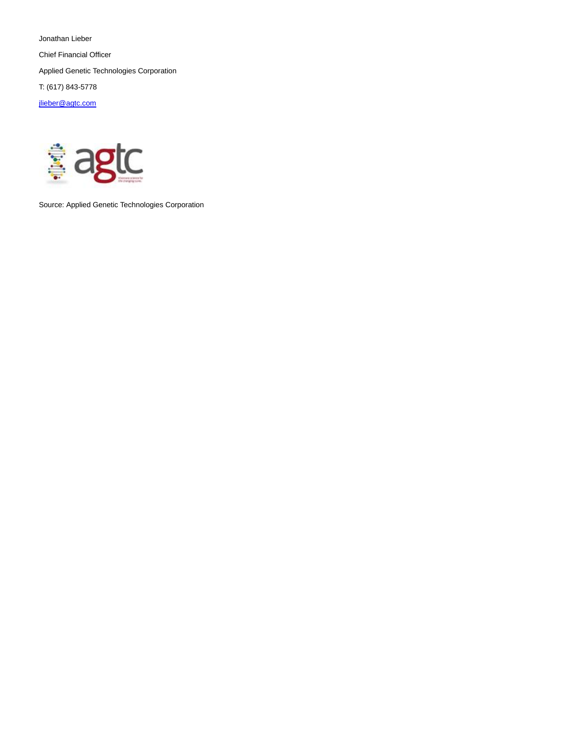Jonathan Lieber

Chief Financial Officer

Applied Genetic Technologies Corporation

T: (617) 843-5778

jlieber@agtc.com

Source: Applied Genetic Technologies Corporation